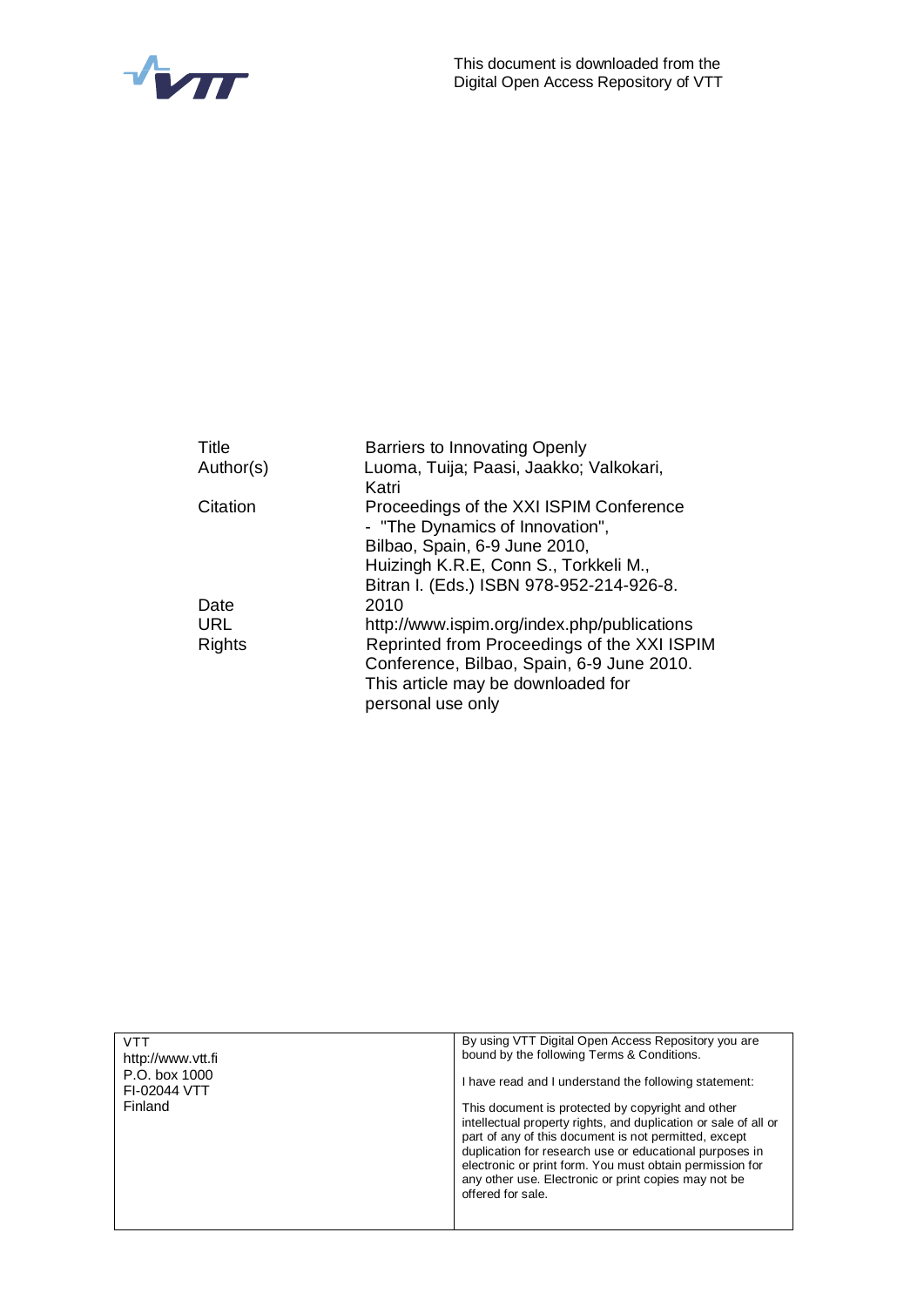This document is downloaded from the Digital Open Access Repository of VTT

| | |
|---|---|
| Title | Barriers to Innovating Openly |
| Author(s) | Luoma, Tuija; Paasi, Jaakko; Valkokari, Katri |
| Citation | Proceedings of the XXI ISPIM Conference - "The Dynamics of Innovation", Bilbao, Spain, 6-9 June 2010, Huizingh K.R.E, Conn S., Torkkeli M., Bitran I. (Eds.) ISBN 978-952-214-926-8. |
| Date | 2010 |
| URL | http://www.ispim.org/index.php/publications |
| Rights | Reprinted from Proceedings of the XXI ISPIM Conference, Bilbao, Spain, 6-9 June 2010. This article may be downloaded for personal use only |

| | |
|---|---|
| VTT<br>http://www.vtt.fi<br>P.O. box 1000<br>FI-02044 VTT<br>Finland | By using VTT Digital Open Access Repository you are bound by the following Terms & Conditions.<br><br>I have read and I understand the following statement:<br><br>This document is protected by copyright and other intellectual property rights, and duplication or sale of all or part of any of this document is not permitted, except duplication for research use or educational purposes in electronic or print form. You must obtain permission for any other use. Electronic or print copies may not be offered for sale. |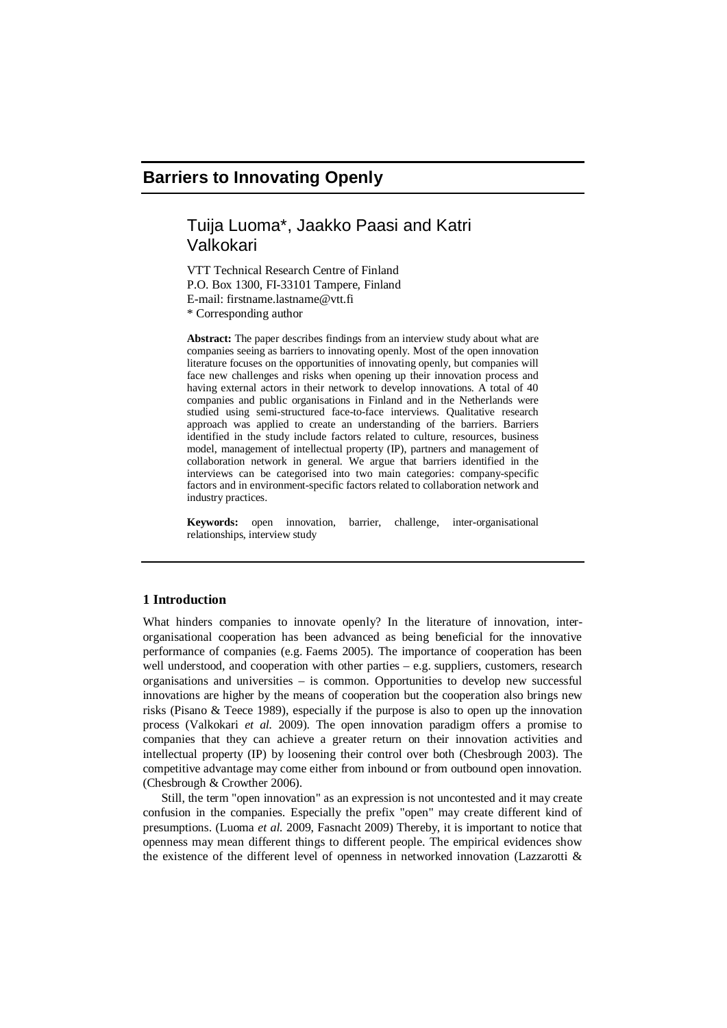# Barriers to Innovating Openly

## Tuija Luoma*, Jaakko Paasi and Katri Valkokari

VTT Technical Research Centre of Finland
P.O. Box 1300, FI-33101 Tampere, Finland
E-mail: firstname.lastname@vtt.fi
* Corresponding author

**Abstract:** The paper describes findings from an interview study about what are companies seeing as barriers to innovating openly. Most of the open innovation literature focuses on the opportunities of innovating openly, but companies will face new challenges and risks when opening up their innovation process and having external actors in their network to develop innovations. A total of 40 companies and public organisations in Finland and in the Netherlands were studied using semi-structured face-to-face interviews. Qualitative research approach was applied to create an understanding of the barriers. Barriers identified in the study include factors related to culture, resources, business model, management of intellectual property (IP), partners and management of collaboration network in general. We argue that barriers identified in the interviews can be categorised into two main categories: company-specific factors and in environment-specific factors related to collaboration network and industry practices.

**Keywords:** open innovation, barrier, challenge, inter-organisational relationships, interview study

### 1 Introduction

What hinders companies to innovate openly? In the literature of innovation, inter-organisational cooperation has been advanced as being beneficial for the innovative performance of companies (e.g. Faems 2005). The importance of cooperation has been well understood, and cooperation with other parties – e.g. suppliers, customers, research organisations and universities – is common. Opportunities to develop new successful innovations are higher by the means of cooperation but the cooperation also brings new risks (Pisano & Teece 1989), especially if the purpose is also to open up the innovation process (Valkokari *et al.* 2009). The open innovation paradigm offers a promise to companies that they can achieve a greater return on their innovation activities and intellectual property (IP) by loosening their control over both (Chesbrough 2003). The competitive advantage may come either from inbound or from outbound open innovation. (Chesbrough & Crowther 2006).

Still, the term "open innovation" as an expression is not uncontested and it may create confusion in the companies. Especially the prefix "open" may create different kind of presumptions. (Luoma *et al.* 2009, Fasnacht 2009) Thereby, it is important to notice that openness may mean different things to different people. The empirical evidences show the existence of the different level of openness in networked innovation (Lazzarotti &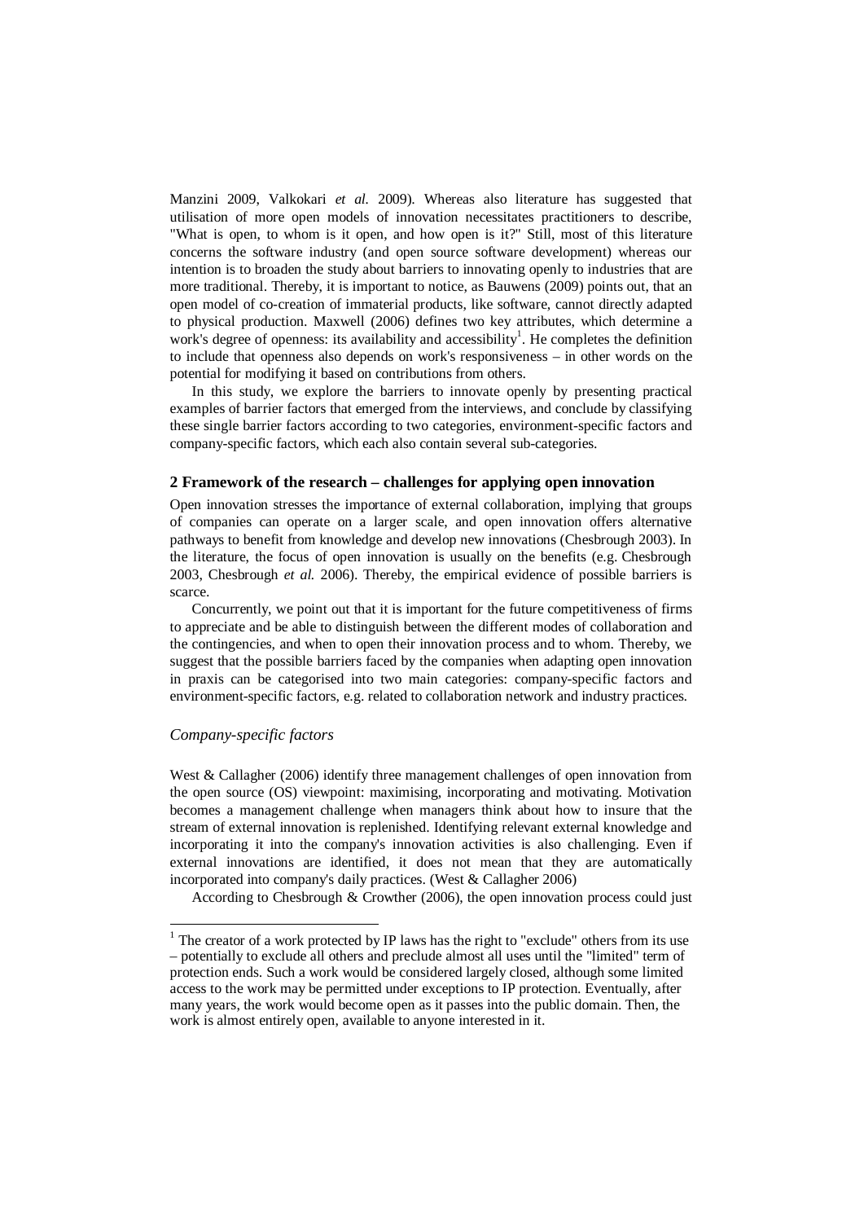Manzini 2009, Valkokari *et al.* 2009). Whereas also literature has suggested that utilisation of more open models of innovation necessitates practitioners to describe, "What is open, to whom is it open, and how open is it?" Still, most of this literature concerns the software industry (and open source software development) whereas our intention is to broaden the study about barriers to innovating openly to industries that are more traditional. Thereby, it is important to notice, as Bauwens (2009) points out, that an open model of co-creation of immaterial products, like software, cannot directly adapted to physical production. Maxwell (2006) defines two key attributes, which determine a work's degree of openness: its availability and accessibility[1]. He completes the definition to include that openness also depends on work's responsiveness – in other words on the potential for modifying it based on contributions from others.

In this study, we explore the barriers to innovate openly by presenting practical examples of barrier factors that emerged from the interviews, and conclude by classifying these single barrier factors according to two categories, environment-specific factors and company-specific factors, which each also contain several sub-categories.

## 2 Framework of the research – challenges for applying open innovation

Open innovation stresses the importance of external collaboration, implying that groups of companies can operate on a larger scale, and open innovation offers alternative pathways to benefit from knowledge and develop new innovations (Chesbrough 2003). In the literature, the focus of open innovation is usually on the benefits (e.g. Chesbrough 2003, Chesbrough *et al.* 2006). Thereby, the empirical evidence of possible barriers is scarce.

Concurrently, we point out that it is important for the future competitiveness of firms to appreciate and be able to distinguish between the different modes of collaboration and the contingencies, and when to open their innovation process and to whom. Thereby, we suggest that the possible barriers faced by the companies when adapting open innovation in praxis can be categorised into two main categories: company-specific factors and environment-specific factors, e.g. related to collaboration network and industry practices.

### *Company-specific factors*

West & Callagher (2006) identify three management challenges of open innovation from the open source (OS) viewpoint: maximising, incorporating and motivating. Motivation becomes a management challenge when managers think about how to insure that the stream of external innovation is replenished. Identifying relevant external knowledge and incorporating it into the company's innovation activities is also challenging. Even if external innovations are identified, it does not mean that they are automatically incorporated into company's daily practices. (West & Callagher 2006)

According to Chesbrough & Crowther (2006), the open innovation process could just

---

[1] The creator of a work protected by IP laws has the right to "exclude" others from its use – potentially to exclude all others and preclude almost all uses until the "limited" term of protection ends. Such a work would be considered largely closed, although some limited access to the work may be permitted under exceptions to IP protection. Eventually, after many years, the work would become open as it passes into the public domain. Then, the work is almost entirely open, available to anyone interested in it.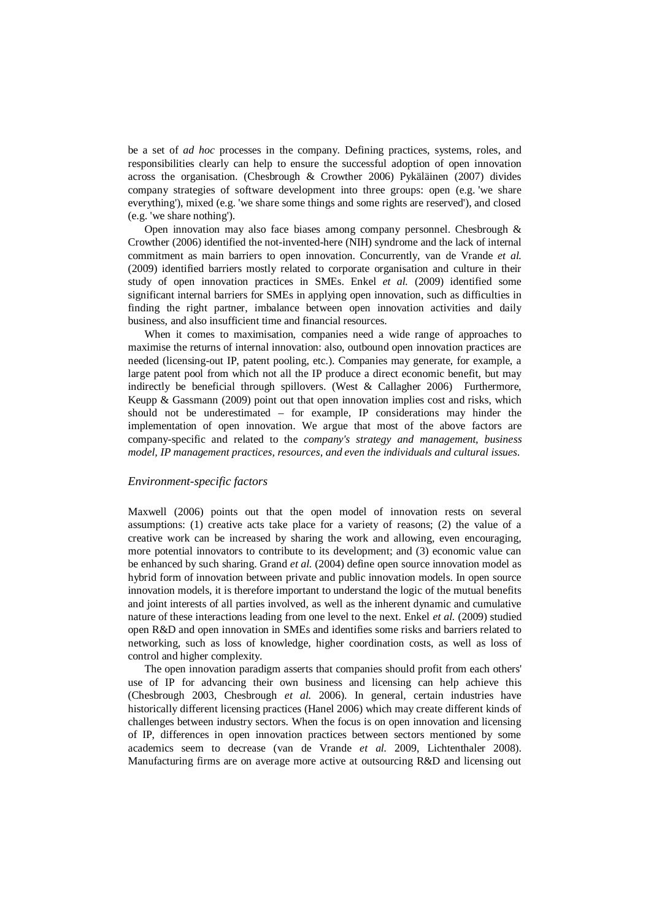be a set of *ad hoc* processes in the company. Defining practices, systems, roles, and responsibilities clearly can help to ensure the successful adoption of open innovation across the organisation. (Chesbrough & Crowther 2006) Pykäläinen (2007) divides company strategies of software development into three groups: open (e.g. 'we share everything'), mixed (e.g. 'we share some things and some rights are reserved'), and closed (e.g. 'we share nothing').

Open innovation may also face biases among company personnel. Chesbrough & Crowther (2006) identified the not-invented-here (NIH) syndrome and the lack of internal commitment as main barriers to open innovation. Concurrently, van de Vrande *et al.* (2009) identified barriers mostly related to corporate organisation and culture in their study of open innovation practices in SMEs. Enkel *et al.* (2009) identified some significant internal barriers for SMEs in applying open innovation, such as difficulties in finding the right partner, imbalance between open innovation activities and daily business, and also insufficient time and financial resources.

When it comes to maximisation, companies need a wide range of approaches to maximise the returns of internal innovation: also, outbound open innovation practices are needed (licensing-out IP, patent pooling, etc.). Companies may generate, for example, a large patent pool from which not all the IP produce a direct economic benefit, but may indirectly be beneficial through spillovers. (West & Callagher 2006) Furthermore, Keupp & Gassmann (2009) point out that open innovation implies cost and risks, which should not be underestimated – for example, IP considerations may hinder the implementation of open innovation. We argue that most of the above factors are company-specific and related to the *company's strategy and management, business model, IP management practices, resources, and even the individuals and cultural issues.*

### *Environment-specific factors*

Maxwell (2006) points out that the open model of innovation rests on several assumptions: (1) creative acts take place for a variety of reasons; (2) the value of a creative work can be increased by sharing the work and allowing, even encouraging, more potential innovators to contribute to its development; and (3) economic value can be enhanced by such sharing. Grand *et al.* (2004) define open source innovation model as hybrid form of innovation between private and public innovation models. In open source innovation models, it is therefore important to understand the logic of the mutual benefits and joint interests of all parties involved, as well as the inherent dynamic and cumulative nature of these interactions leading from one level to the next. Enkel *et al.* (2009) studied open R&D and open innovation in SMEs and identifies some risks and barriers related to networking, such as loss of knowledge, higher coordination costs, as well as loss of control and higher complexity.

The open innovation paradigm asserts that companies should profit from each others' use of IP for advancing their own business and licensing can help achieve this (Chesbrough 2003, Chesbrough *et al.* 2006). In general, certain industries have historically different licensing practices (Hanel 2006) which may create different kinds of challenges between industry sectors. When the focus is on open innovation and licensing of IP, differences in open innovation practices between sectors mentioned by some academics seem to decrease (van de Vrande *et al.* 2009, Lichtenthaler 2008). Manufacturing firms are on average more active at outsourcing R&D and licensing out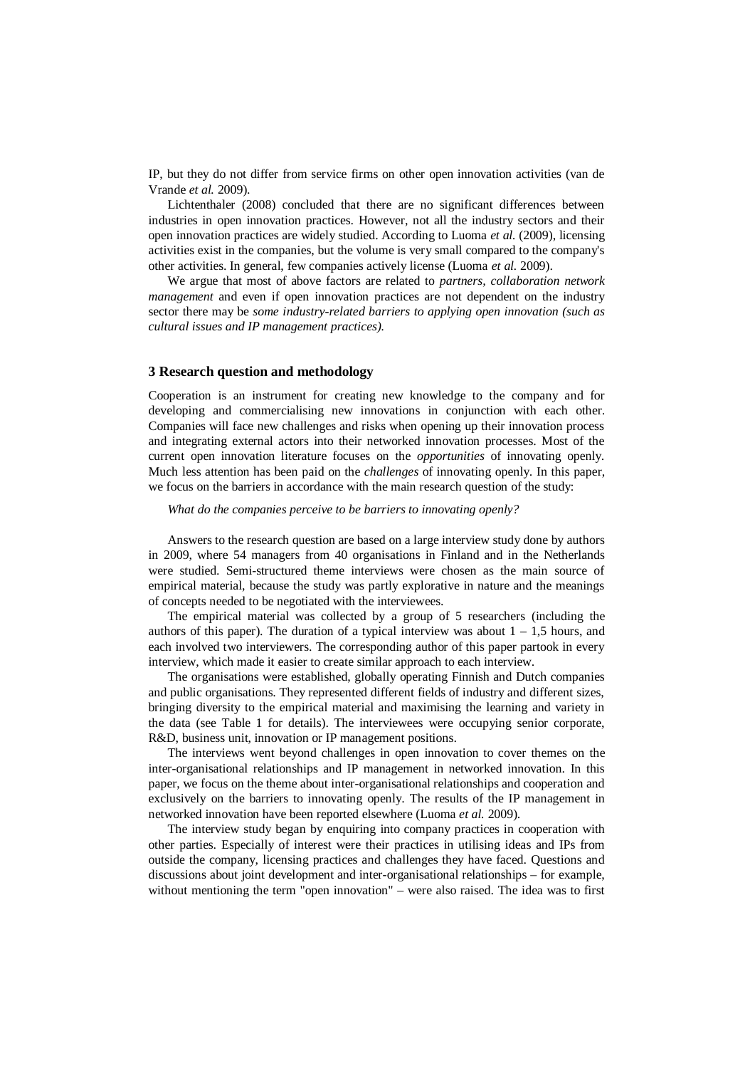IP, but they do not differ from service firms on other open innovation activities (van de Vrande *et al.* 2009).

Lichtenthaler (2008) concluded that there are no significant differences between industries in open innovation practices. However, not all the industry sectors and their open innovation practices are widely studied. According to Luoma *et al.* (2009), licensing activities exist in the companies, but the volume is very small compared to the company's other activities. In general, few companies actively license (Luoma *et al.* 2009).

We argue that most of above factors are related to *partners, collaboration network management* and even if open innovation practices are not dependent on the industry sector there may be *some industry-related barriers to applying open innovation (such as cultural issues and IP management practices).*

## 3 Research question and methodology

Cooperation is an instrument for creating new knowledge to the company and for developing and commercialising new innovations in conjunction with each other. Companies will face new challenges and risks when opening up their innovation process and integrating external actors into their networked innovation processes. Most of the current open innovation literature focuses on the *opportunities* of innovating openly. Much less attention has been paid on the *challenges* of innovating openly. In this paper, we focus on the barriers in accordance with the main research question of the study:

*What do the companies perceive to be barriers to innovating openly?*

Answers to the research question are based on a large interview study done by authors in 2009, where 54 managers from 40 organisations in Finland and in the Netherlands were studied. Semi-structured theme interviews were chosen as the main source of empirical material, because the study was partly explorative in nature and the meanings of concepts needed to be negotiated with the interviewees.

The empirical material was collected by a group of 5 researchers (including the authors of this paper). The duration of a typical interview was about 1 – 1,5 hours, and each involved two interviewers. The corresponding author of this paper partook in every interview, which made it easier to create similar approach to each interview.

The organisations were established, globally operating Finnish and Dutch companies and public organisations. They represented different fields of industry and different sizes, bringing diversity to the empirical material and maximising the learning and variety in the data (see Table 1 for details). The interviewees were occupying senior corporate, R&D, business unit, innovation or IP management positions.

The interviews went beyond challenges in open innovation to cover themes on the inter-organisational relationships and IP management in networked innovation. In this paper, we focus on the theme about inter-organisational relationships and cooperation and exclusively on the barriers to innovating openly. The results of the IP management in networked innovation have been reported elsewhere (Luoma *et al.* 2009).

The interview study began by enquiring into company practices in cooperation with other parties. Especially of interest were their practices in utilising ideas and IPs from outside the company, licensing practices and challenges they have faced. Questions and discussions about joint development and inter-organisational relationships – for example, without mentioning the term "open innovation" – were also raised. The idea was to first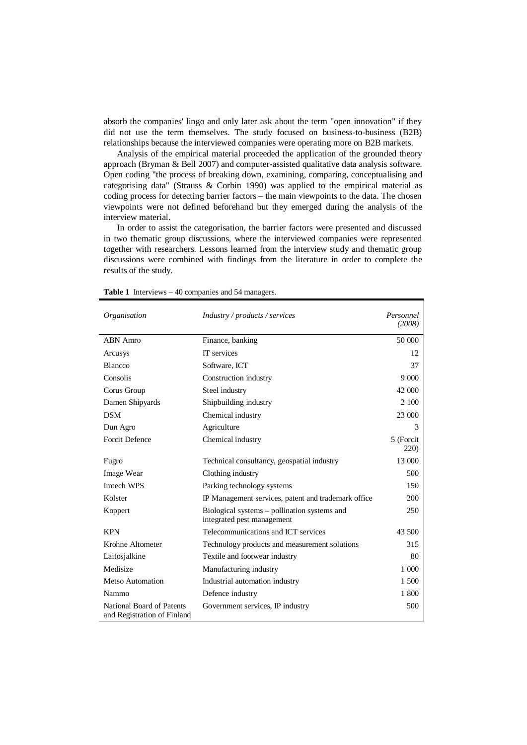absorb the companies' lingo and only later ask about the term "open innovation" if they did not use the term themselves. The study focused on business-to-business (B2B) relationships because the interviewed companies were operating more on B2B markets.

Analysis of the empirical material proceeded the application of the grounded theory approach (Bryman & Bell 2007) and computer-assisted qualitative data analysis software. Open coding "the process of breaking down, examining, comparing, conceptualising and categorising data" (Strauss & Corbin 1990) was applied to the empirical material as coding process for detecting barrier factors – the main viewpoints to the data. The chosen viewpoints were not defined beforehand but they emerged during the analysis of the interview material.

In order to assist the categorisation, the barrier factors were presented and discussed in two thematic group discussions, where the interviewed companies were represented together with researchers. Lessons learned from the interview study and thematic group discussions were combined with findings from the literature in order to complete the results of the study.

**Table 1** Interviews – 40 companies and 54 managers.

| *Organisation* | *Industry / products / services* | *Personnel (2008)* |
|---|---|---|
| ABN Amro | Finance, banking | 50 000 |
| Arcusys | IT services | 12 |
| Blancco | Software, ICT | 37 |
| Consolis | Construction industry | 9 000 |
| Corus Group | Steel industry | 42 000 |
| Damen Shipyards | Shipbuilding industry | 2 100 |
| DSM | Chemical industry | 23 000 |
| Dun Agro | Agriculture | 3 |
| Forcit Defence | Chemical industry | 5 (Forcit 220) |
| Fugro | Technical consultancy, geospatial industry | 13 000 |
| Image Wear | Clothing industry | 500 |
| Imtech WPS | Parking technology systems | 150 |
| Kolster | IP Management services, patent and trademark office | 200 |
| Koppert | Biological systems – pollination systems and integrated pest management | 250 |
| KPN | Telecommunications and ICT services | 43 500 |
| Krohne Altometer | Technology products and measurement solutions | 315 |
| Laitosjalkine | Textile and footwear industry | 80 |
| Medisize | Manufacturing industry | 1 000 |
| Metso Automation | Industrial automation industry | 1 500 |
| Nammo | Defence industry | 1 800 |
| National Board of Patents and Registration of Finland | Government services, IP industry | 500 |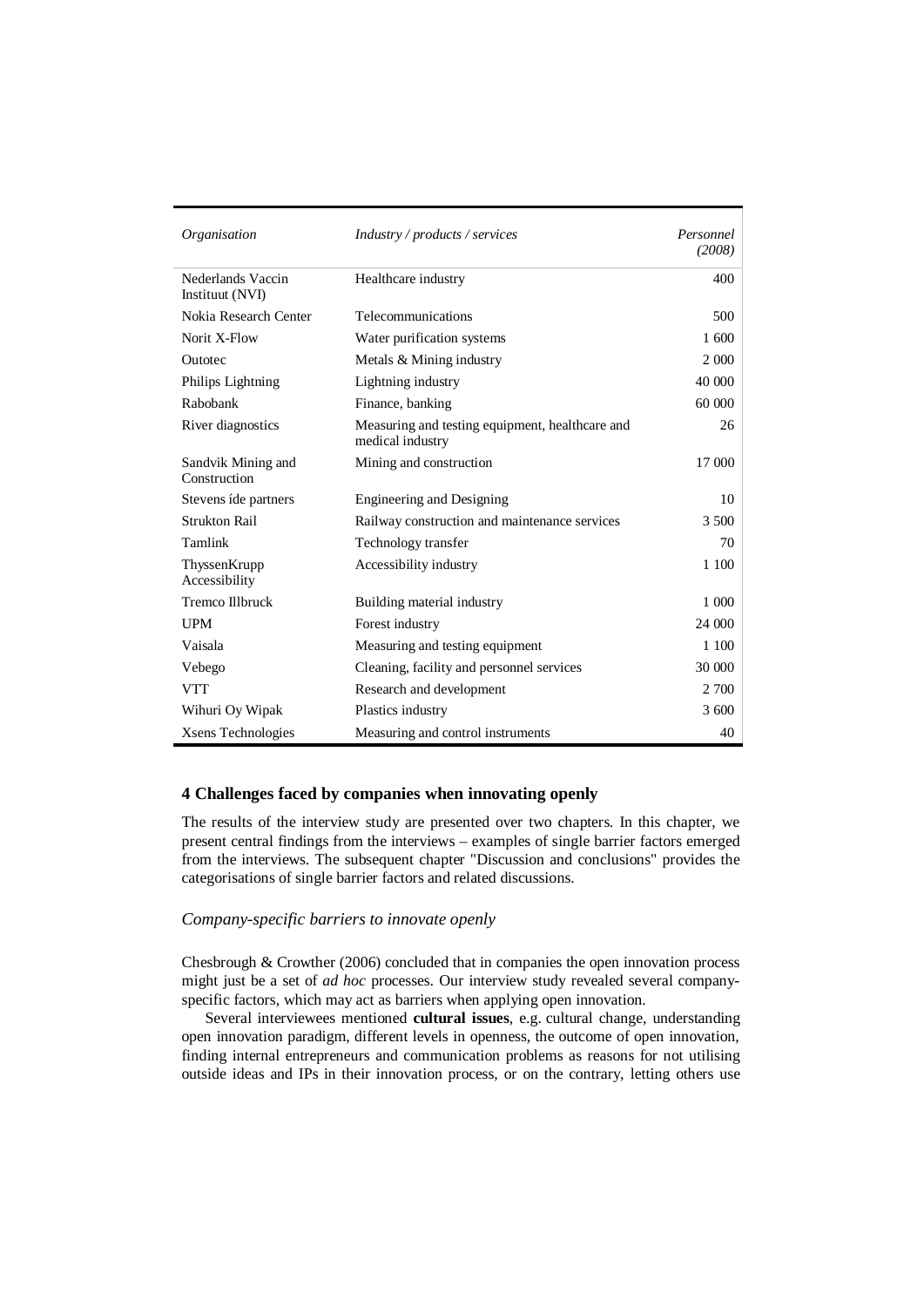| *Organisation* | *Industry / products / services* | *Personnel (2008)* |
|---|---|---|
| Nederlands Vaccin Instituut (NVI) | Healthcare industry | 400 |
| Nokia Research Center | Telecommunications | 500 |
| Norit X-Flow | Water purification systems | 1 600 |
| Outotec | Metals & Mining industry | 2 000 |
| Philips Lightning | Lightning industry | 40 000 |
| Rabobank | Finance, banking | 60 000 |
| River diagnostics | Measuring and testing equipment, healthcare and medical industry | 26 |
| Sandvik Mining and Construction | Mining and construction | 17 000 |
| Stevens íde partners | Engineering and Designing | 10 |
| Strukton Rail | Railway construction and maintenance services | 3 500 |
| Tamlink | Technology transfer | 70 |
| ThyssenKrupp Accessibility | Accessibility industry | 1 100 |
| Tremco Illbruck | Building material industry | 1 000 |
| UPM | Forest industry | 24 000 |
| Vaisala | Measuring and testing equipment | 1 100 |
| Vebego | Cleaning, facility and personnel services | 30 000 |
| VTT | Research and development | 2 700 |
| Wihuri Oy Wipak | Plastics industry | 3 600 |
| Xsens Technologies | Measuring and control instruments | 40 |

## 4 Challenges faced by companies when innovating openly

The results of the interview study are presented over two chapters. In this chapter, we present central findings from the interviews – examples of single barrier factors emerged from the interviews. The subsequent chapter "Discussion and conclusions" provides the categorisations of single barrier factors and related discussions.

### *Company-specific barriers to innovate openly*

Chesbrough & Crowther (2006) concluded that in companies the open innovation process might just be a set of *ad hoc* processes. Our interview study revealed several company-specific factors, which may act as barriers when applying open innovation.

Several interviewees mentioned **cultural issues**, e.g. cultural change, understanding open innovation paradigm, different levels in openness, the outcome of open innovation, finding internal entrepreneurs and communication problems as reasons for not utilising outside ideas and IPs in their innovation process, or on the contrary, letting others use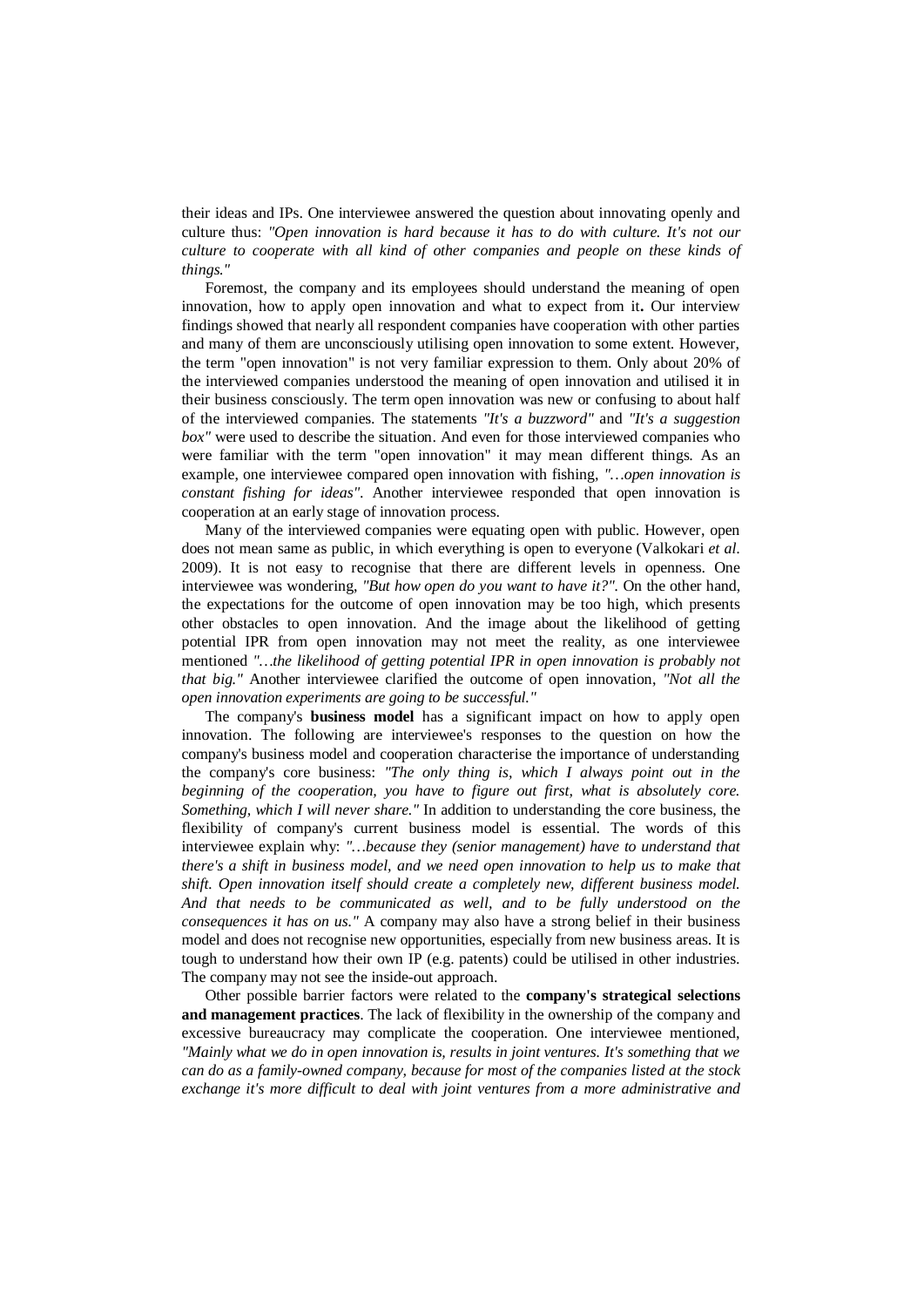their ideas and IPs. One interviewee answered the question about innovating openly and culture thus: *"Open innovation is hard because it has to do with culture. It's not our culture to cooperate with all kind of other companies and people on these kinds of things."*

Foremost, the company and its employees should understand the meaning of open innovation, how to apply open innovation and what to expect from it**.** Our interview findings showed that nearly all respondent companies have cooperation with other parties and many of them are unconsciously utilising open innovation to some extent. However, the term "open innovation" is not very familiar expression to them. Only about 20% of the interviewed companies understood the meaning of open innovation and utilised it in their business consciously. The term open innovation was new or confusing to about half of the interviewed companies. The statements *"It's a buzzword"* and *"It's a suggestion box"* were used to describe the situation. And even for those interviewed companies who were familiar with the term "open innovation" it may mean different things. As an example, one interviewee compared open innovation with fishing, *"…open innovation is constant fishing for ideas"*. Another interviewee responded that open innovation is cooperation at an early stage of innovation process.

Many of the interviewed companies were equating open with public. However, open does not mean same as public, in which everything is open to everyone (Valkokari *et al.* 2009). It is not easy to recognise that there are different levels in openness. One interviewee was wondering, *"But how open do you want to have it?"*. On the other hand, the expectations for the outcome of open innovation may be too high, which presents other obstacles to open innovation. And the image about the likelihood of getting potential IPR from open innovation may not meet the reality, as one interviewee mentioned *"…the likelihood of getting potential IPR in open innovation is probably not that big."* Another interviewee clarified the outcome of open innovation, *"Not all the open innovation experiments are going to be successful."*

The company's **business model** has a significant impact on how to apply open innovation. The following are interviewee's responses to the question on how the company's business model and cooperation characterise the importance of understanding the company's core business: *"The only thing is, which I always point out in the beginning of the cooperation, you have to figure out first, what is absolutely core. Something, which I will never share."* In addition to understanding the core business, the flexibility of company's current business model is essential. The words of this interviewee explain why: *"…because they (senior management) have to understand that there's a shift in business model, and we need open innovation to help us to make that shift. Open innovation itself should create a completely new, different business model. And that needs to be communicated as well, and to be fully understood on the consequences it has on us."* A company may also have a strong belief in their business model and does not recognise new opportunities, especially from new business areas. It is tough to understand how their own IP (e.g. patents) could be utilised in other industries. The company may not see the inside-out approach.

Other possible barrier factors were related to the **company's strategical selections and management practices**. The lack of flexibility in the ownership of the company and excessive bureaucracy may complicate the cooperation. One interviewee mentioned, *"Mainly what we do in open innovation is, results in joint ventures. It's something that we can do as a family-owned company, because for most of the companies listed at the stock exchange it's more difficult to deal with joint ventures from a more administrative and*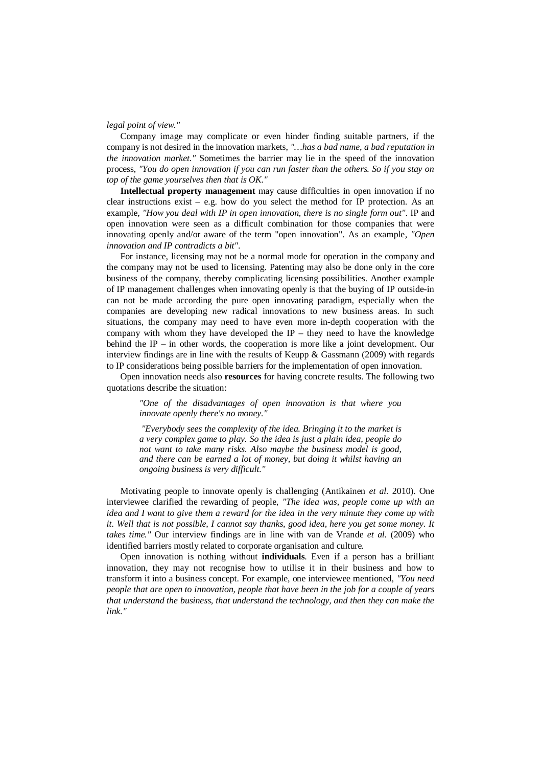*legal point of view."*

Company image may complicate or even hinder finding suitable partners, if the company is not desired in the innovation markets, *"…has a bad name, a bad reputation in the innovation market."* Sometimes the barrier may lie in the speed of the innovation process, *"You do open innovation if you can run faster than the others. So if you stay on top of the game yourselves then that is OK."*

**Intellectual property management** may cause difficulties in open innovation if no clear instructions exist – e.g. how do you select the method for IP protection. As an example, *"How you deal with IP in open innovation, there is no single form out"*. IP and open innovation were seen as a difficult combination for those companies that were innovating openly and/or aware of the term "open innovation". As an example, *"Open innovation and IP contradicts a bit"*.

For instance, licensing may not be a normal mode for operation in the company and the company may not be used to licensing. Patenting may also be done only in the core business of the company, thereby complicating licensing possibilities. Another example of IP management challenges when innovating openly is that the buying of IP outside-in can not be made according the pure open innovating paradigm, especially when the companies are developing new radical innovations to new business areas. In such situations, the company may need to have even more in-depth cooperation with the company with whom they have developed the IP – they need to have the knowledge behind the IP – in other words, the cooperation is more like a joint development. Our interview findings are in line with the results of Keupp & Gassmann (2009) with regards to IP considerations being possible barriers for the implementation of open innovation.

Open innovation needs also **resources** for having concrete results. The following two quotations describe the situation:

> *"One of the disadvantages of open innovation is that where you innovate openly there's no money."*
>
> *"Everybody sees the complexity of the idea. Bringing it to the market is a very complex game to play. So the idea is just a plain idea, people do not want to take many risks. Also maybe the business model is good, and there can be earned a lot of money, but doing it whilst having an ongoing business is very difficult."*

Motivating people to innovate openly is challenging (Antikainen *et al.* 2010). One interviewee clarified the rewarding of people, *"The idea was, people come up with an idea and I want to give them a reward for the idea in the very minute they come up with it. Well that is not possible, I cannot say thanks, good idea, here you get some money. It takes time."* Our interview findings are in line with van de Vrande *et al.* (2009) who identified barriers mostly related to corporate organisation and culture.

Open innovation is nothing without **individuals**. Even if a person has a brilliant innovation, they may not recognise how to utilise it in their business and how to transform it into a business concept. For example, one interviewee mentioned, *"You need people that are open to innovation, people that have been in the job for a couple of years that understand the business, that understand the technology, and then they can make the link."*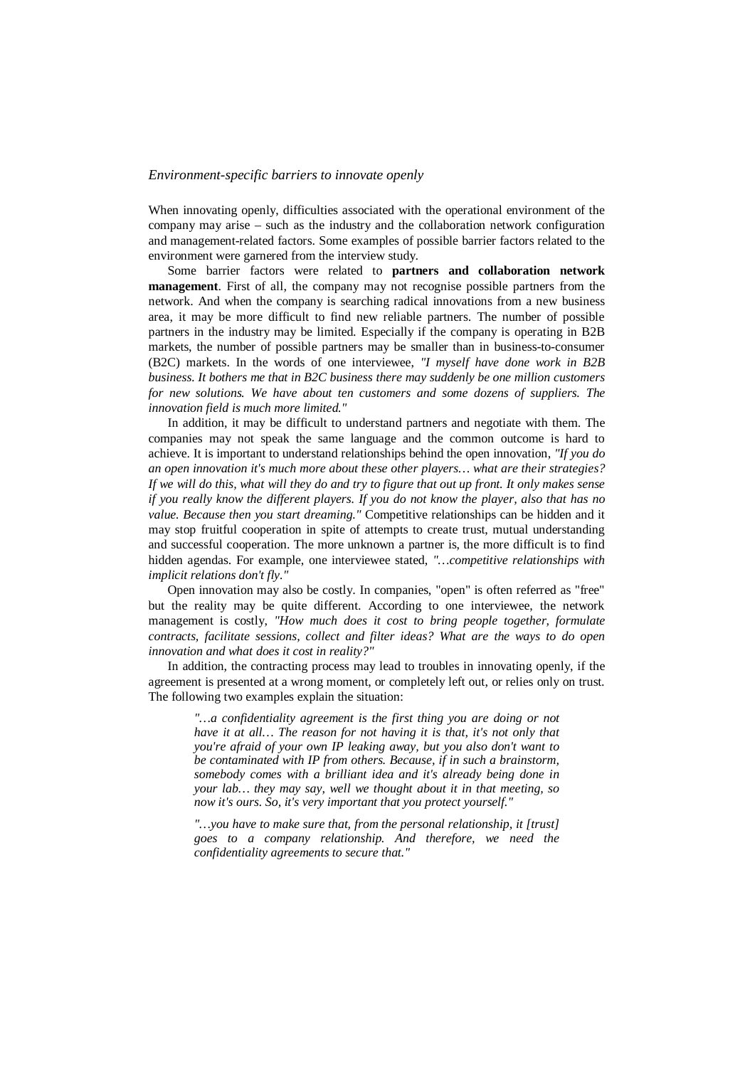### *Environment-specific barriers to innovate openly*

When innovating openly, difficulties associated with the operational environment of the company may arise – such as the industry and the collaboration network configuration and management-related factors. Some examples of possible barrier factors related to the environment were garnered from the interview study.

Some barrier factors were related to **partners and collaboration network management**. First of all, the company may not recognise possible partners from the network. And when the company is searching radical innovations from a new business area, it may be more difficult to find new reliable partners. The number of possible partners in the industry may be limited. Especially if the company is operating in B2B markets, the number of possible partners may be smaller than in business-to-consumer (B2C) markets. In the words of one interviewee, *"I myself have done work in B2B business. It bothers me that in B2C business there may suddenly be one million customers for new solutions. We have about ten customers and some dozens of suppliers. The innovation field is much more limited."*

In addition, it may be difficult to understand partners and negotiate with them. The companies may not speak the same language and the common outcome is hard to achieve. It is important to understand relationships behind the open innovation, *"If you do an open innovation it's much more about these other players… what are their strategies? If we will do this, what will they do and try to figure that out up front. It only makes sense if you really know the different players. If you do not know the player, also that has no value. Because then you start dreaming."* Competitive relationships can be hidden and it may stop fruitful cooperation in spite of attempts to create trust, mutual understanding and successful cooperation. The more unknown a partner is, the more difficult is to find hidden agendas. For example, one interviewee stated, *"…competitive relationships with implicit relations don't fly."*

Open innovation may also be costly. In companies, "open" is often referred as "free" but the reality may be quite different. According to one interviewee, the network management is costly, *"How much does it cost to bring people together, formulate contracts, facilitate sessions, collect and filter ideas? What are the ways to do open innovation and what does it cost in reality?"*

In addition, the contracting process may lead to troubles in innovating openly, if the agreement is presented at a wrong moment, or completely left out, or relies only on trust. The following two examples explain the situation:

> *"…a confidentiality agreement is the first thing you are doing or not have it at all… The reason for not having it is that, it's not only that you're afraid of your own IP leaking away, but you also don't want to be contaminated with IP from others. Because, if in such a brainstorm, somebody comes with a brilliant idea and it's already being done in your lab… they may say, well we thought about it in that meeting, so now it's ours. So, it's very important that you protect yourself."*

> *"…you have to make sure that, from the personal relationship, it [trust] goes to a company relationship. And therefore, we need the confidentiality agreements to secure that."*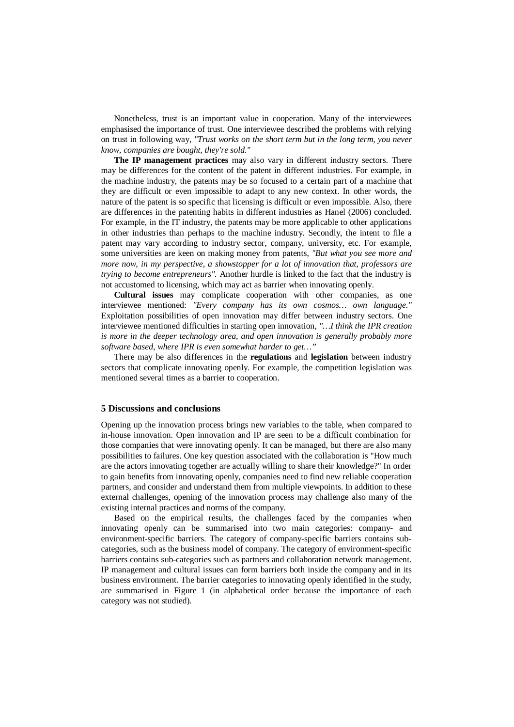Nonetheless, trust is an important value in cooperation. Many of the interviewees emphasised the importance of trust. One interviewee described the problems with relying on trust in following way, *"Trust works on the short term but in the long term, you never know, companies are bought, they're sold."*

**The IP management practices** may also vary in different industry sectors. There may be differences for the content of the patent in different industries. For example, in the machine industry, the patents may be so focused to a certain part of a machine that they are difficult or even impossible to adapt to any new context. In other words, the nature of the patent is so specific that licensing is difficult or even impossible. Also, there are differences in the patenting habits in different industries as Hanel (2006) concluded. For example, in the IT industry, the patents may be more applicable to other applications in other industries than perhaps to the machine industry. Secondly, the intent to file a patent may vary according to industry sector, company, university, etc. For example, some universities are keen on making money from patents, *"But what you see more and more now, in my perspective, a showstopper for a lot of innovation that, professors are trying to become entrepreneurs".* Another hurdle is linked to the fact that the industry is not accustomed to licensing, which may act as barrier when innovating openly.

**Cultural issues** may complicate cooperation with other companies, as one interviewee mentioned: *"Every company has its own cosmos… own language."* Exploitation possibilities of open innovation may differ between industry sectors. One interviewee mentioned difficulties in starting open innovation, *"…I think the IPR creation is more in the deeper technology area, and open innovation is generally probably more software based, where IPR is even somewhat harder to get…"*

There may be also differences in the **regulations** and **legislation** between industry sectors that complicate innovating openly. For example, the competition legislation was mentioned several times as a barrier to cooperation.

## 5 Discussions and conclusions

Opening up the innovation process brings new variables to the table, when compared to in-house innovation. Open innovation and IP are seen to be a difficult combination for those companies that were innovating openly. It can be managed, but there are also many possibilities to failures. One key question associated with the collaboration is "How much are the actors innovating together are actually willing to share their knowledge?" In order to gain benefits from innovating openly, companies need to find new reliable cooperation partners, and consider and understand them from multiple viewpoints. In addition to these external challenges, opening of the innovation process may challenge also many of the existing internal practices and norms of the company.

Based on the empirical results, the challenges faced by the companies when innovating openly can be summarised into two main categories: company- and environment-specific barriers. The category of company-specific barriers contains sub-categories, such as the business model of company. The category of environment-specific barriers contains sub-categories such as partners and collaboration network management. IP management and cultural issues can form barriers both inside the company and in its business environment. The barrier categories to innovating openly identified in the study, are summarised in Figure 1 (in alphabetical order because the importance of each category was not studied).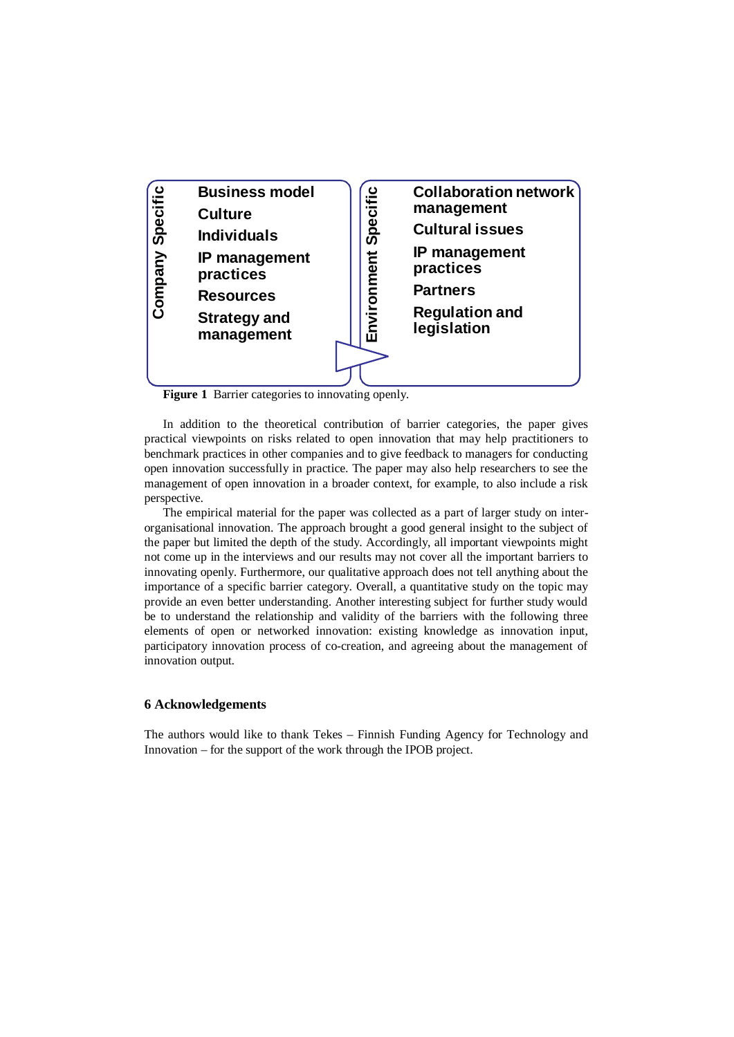| Company Specific | Environment Specific |
|---|---|
| Business model | Collaboration network management |
| Culture | Cultural issues |
| Individuals | IP management practices |
| IP management practices | Partners |
| Resources | Regulation and legislation |
| Strategy and management | |

**Figure 1** Barrier categories to innovating openly.

In addition to the theoretical contribution of barrier categories, the paper gives practical viewpoints on risks related to open innovation that may help practitioners to benchmark practices in other companies and to give feedback to managers for conducting open innovation successfully in practice. The paper may also help researchers to see the management of open innovation in a broader context, for example, to also include a risk perspective.

The empirical material for the paper was collected as a part of larger study on inter-organisational innovation. The approach brought a good general insight to the subject of the paper but limited the depth of the study. Accordingly, all important viewpoints might not come up in the interviews and our results may not cover all the important barriers to innovating openly. Furthermore, our qualitative approach does not tell anything about the importance of a specific barrier category. Overall, a quantitative study on the topic may provide an even better understanding. Another interesting subject for further study would be to understand the relationship and validity of the barriers with the following three elements of open or networked innovation: existing knowledge as innovation input, participatory innovation process of co-creation, and agreeing about the management of innovation output.

## 6 Acknowledgements

The authors would like to thank Tekes – Finnish Funding Agency for Technology and Innovation – for the support of the work through the IPOB project.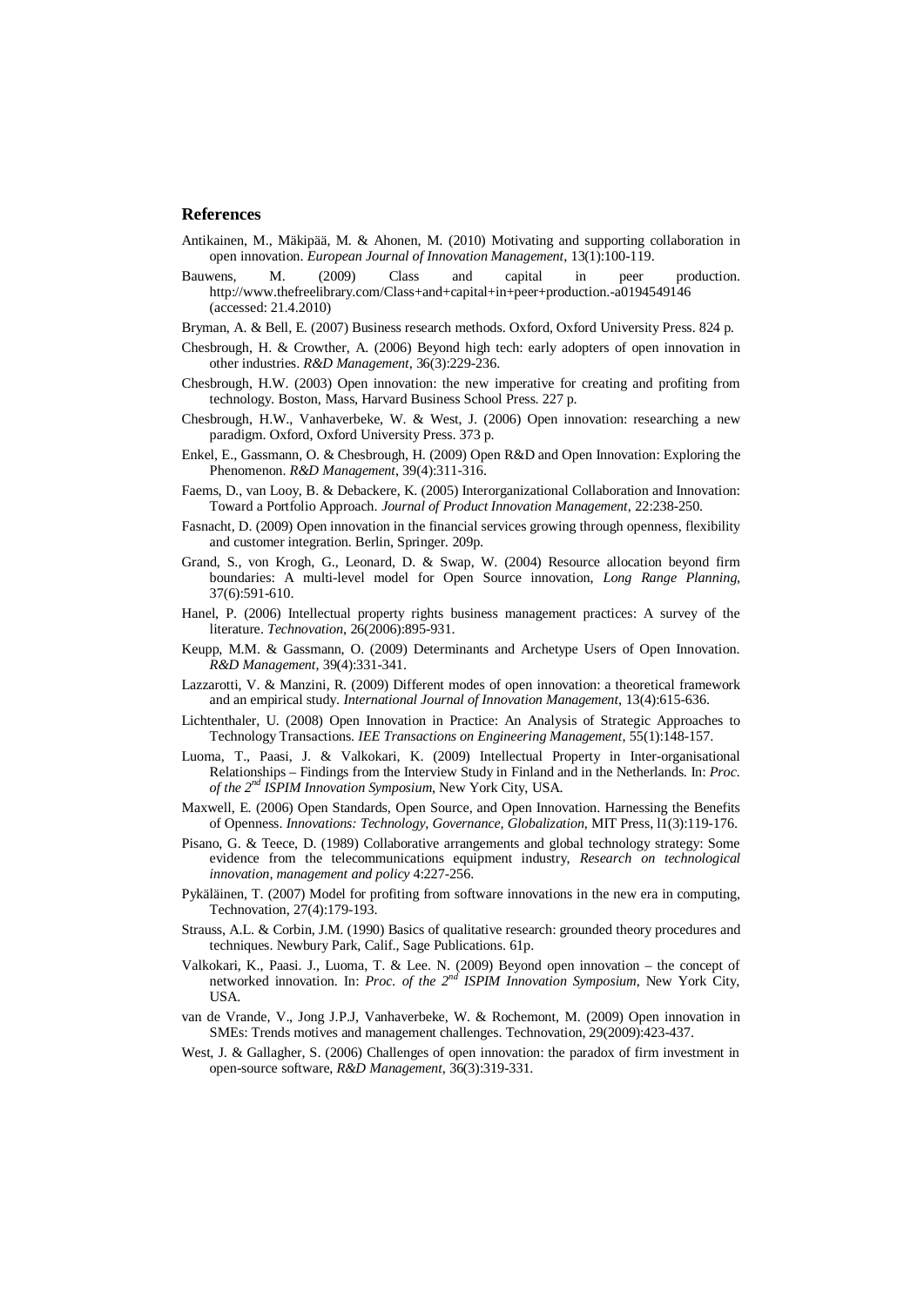## References

Antikainen, M., Mäkipää, M. & Ahonen, M. (2010) Motivating and supporting collaboration in open innovation. *European Journal of Innovation Management*, 13(1):100-119.

Bauwens, M. (2009) Class and capital in peer production. http://www.thefreelibrary.com/Class+and+capital+in+peer+production.-a0194549146 (accessed: 21.4.2010)

Bryman, A. & Bell, E. (2007) Business research methods. Oxford, Oxford University Press. 824 p.

Chesbrough, H. & Crowther, A. (2006) Beyond high tech: early adopters of open innovation in other industries. *R&D Management*, 36(3):229-236.

Chesbrough, H.W. (2003) Open innovation: the new imperative for creating and profiting from technology. Boston, Mass, Harvard Business School Press. 227 p.

Chesbrough, H.W., Vanhaverbeke, W. & West, J. (2006) Open innovation: researching a new paradigm. Oxford, Oxford University Press. 373 p.

Enkel, E., Gassmann, O. & Chesbrough, H. (2009) Open R&D and Open Innovation: Exploring the Phenomenon. *R&D Management*, 39(4):311-316.

Faems, D., van Looy, B. & Debackere, K. (2005) Interorganizational Collaboration and Innovation: Toward a Portfolio Approach. *Journal of Product Innovation Management*, 22:238-250.

Fasnacht, D. (2009) Open innovation in the financial services growing through openness, flexibility and customer integration. Berlin, Springer. 209p.

Grand, S., von Krogh, G., Leonard, D. & Swap, W. (2004) Resource allocation beyond firm boundaries: A multi-level model for Open Source innovation, *Long Range Planning*, 37(6):591-610.

Hanel, P. (2006) Intellectual property rights business management practices: A survey of the literature. *Technovation*, 26(2006):895-931.

Keupp, M.M. & Gassmann, O. (2009) Determinants and Archetype Users of Open Innovation. *R&D Management*, 39(4):331-341.

Lazzarotti, V. & Manzini, R. (2009) Different modes of open innovation: a theoretical framework and an empirical study. *International Journal of Innovation Management*, 13(4):615-636.

Lichtenthaler, U. (2008) Open Innovation in Practice: An Analysis of Strategic Approaches to Technology Transactions. *IEE Transactions on Engineering Management*, 55(1):148-157.

Luoma, T., Paasi, J. & Valkokari, K. (2009) Intellectual Property in Inter-organisational Relationships – Findings from the Interview Study in Finland and in the Netherlands. In: *Proc. of the 2nd ISPIM Innovation Symposium*, New York City, USA.

Maxwell, E. (2006) Open Standards, Open Source, and Open Innovation. Harnessing the Benefits of Openness. *Innovations: Technology, Governance, Globalization*, MIT Press, l1(3):119-176.

Pisano, G. & Teece, D. (1989) Collaborative arrangements and global technology strategy: Some evidence from the telecommunications equipment industry, *Research on technological innovation, management and policy* 4:227-256.

Pykäläinen, T. (2007) Model for profiting from software innovations in the new era in computing, Technovation, 27(4):179-193.

Strauss, A.L. & Corbin, J.M. (1990) Basics of qualitative research: grounded theory procedures and techniques. Newbury Park, Calif., Sage Publications. 61p.

Valkokari, K., Paasi. J., Luoma, T. & Lee. N. (2009) Beyond open innovation – the concept of networked innovation. In: *Proc. of the 2nd ISPIM Innovation Symposium*, New York City, USA.

van de Vrande, V., Jong J.P.J, Vanhaverbeke, W. & Rochemont, M. (2009) Open innovation in SMEs: Trends motives and management challenges. Technovation, 29(2009):423-437.

West, J. & Gallagher, S. (2006) Challenges of open innovation: the paradox of firm investment in open-source software, *R&D Management*, 36(3):319-331.